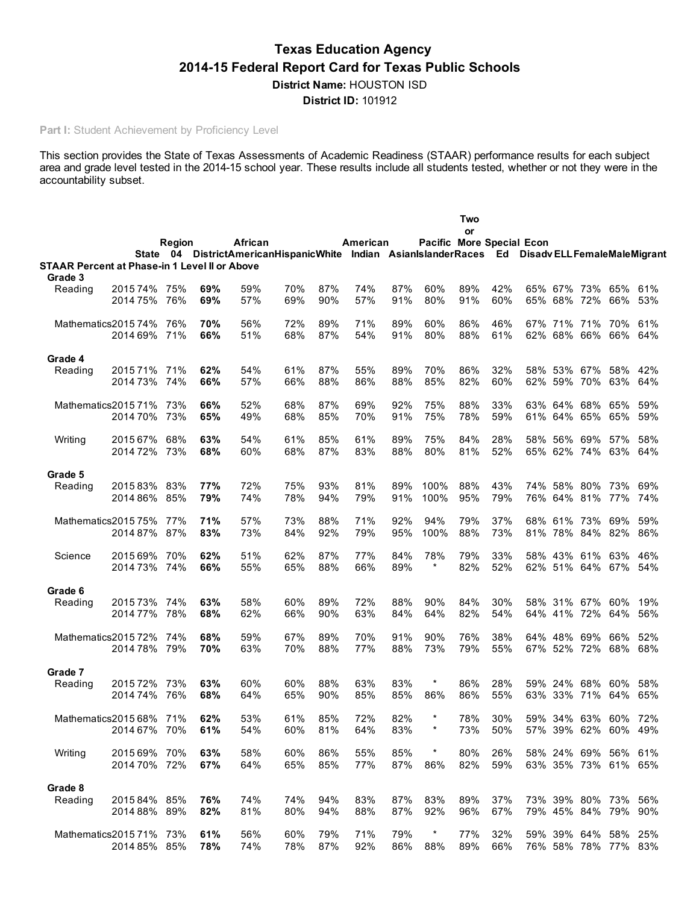# Texas Education Agency

## 2014-15 Federal Report Card for Texas Public Schools

**District Name:** HOUSTON ISD

**District ID:** 101912

**Part I:** Student Achievement by Proficiency Level

This section provides the State of Texas Assessments of Academic Readiness (STAAR) performance results for each subject area and grade level tested in the 2014-15 school year. These results include all students tested, whether or not they were in the accountability subset.

| | | State | Region 04 | District | African American | Hispanic | White | American Indian | Asian | Pacific Islander | Two or More Races | Special Ed | Econ Disadv | ELL | Female | Male | Migrant |
|---|---|---|---|---|---|---|---|---|---|---|---|---|---|---|---|---|---|
| **STAAR Percent at Phase-in 1 Level II or Above** | | | | | | | | | | | | | | | | | |
| **Grade 3** | | | | | | | | | | | | | | | | | |
| Reading | 2015 | 74% | 75% | **69%** | 59% | 70% | 87% | 74% | 87% | 60% | 89% | 42% | 65% | 67% | 73% | 65% | 61% |
| | 2014 | 75% | 76% | **69%** | 57% | 69% | 90% | 57% | 91% | 80% | 91% | 60% | 65% | 68% | 72% | 66% | 53% |
| Mathematics | 2015 | 74% | 76% | **70%** | 56% | 72% | 89% | 71% | 89% | 60% | 86% | 46% | 67% | 71% | 71% | 70% | 61% |
| | 2014 | 69% | 71% | **66%** | 51% | 68% | 87% | 54% | 91% | 80% | 88% | 61% | 62% | 68% | 66% | 66% | 64% |
| **Grade 4** | | | | | | | | | | | | | | | | | |
| Reading | 2015 | 71% | 71% | **62%** | 54% | 61% | 87% | 55% | 89% | 70% | 86% | 32% | 58% | 53% | 67% | 58% | 42% |
| | 2014 | 73% | 74% | **66%** | 57% | 66% | 88% | 86% | 88% | 85% | 82% | 60% | 62% | 59% | 70% | 63% | 64% |
| Mathematics | 2015 | 71% | 73% | **66%** | 52% | 68% | 87% | 69% | 92% | 75% | 88% | 33% | 63% | 64% | 68% | 65% | 59% |
| | 2014 | 70% | 73% | **65%** | 49% | 68% | 85% | 70% | 91% | 75% | 78% | 59% | 61% | 64% | 65% | 65% | 59% |
| Writing | 2015 | 67% | 68% | **63%** | 54% | 61% | 85% | 61% | 89% | 75% | 84% | 28% | 58% | 56% | 69% | 57% | 58% |
| | 2014 | 72% | 73% | **68%** | 60% | 68% | 87% | 83% | 88% | 80% | 81% | 52% | 65% | 62% | 74% | 63% | 64% |
| **Grade 5** | | | | | | | | | | | | | | | | | |
| Reading | 2015 | 83% | 83% | **77%** | 72% | 75% | 93% | 81% | 89% | 100% | 88% | 43% | 74% | 58% | 80% | 73% | 69% |
| | 2014 | 86% | 85% | **79%** | 74% | 78% | 94% | 79% | 91% | 100% | 95% | 79% | 76% | 64% | 81% | 77% | 74% |
| Mathematics | 2015 | 75% | 77% | **71%** | 57% | 73% | 88% | 71% | 92% | 94% | 79% | 37% | 68% | 61% | 73% | 69% | 59% |
| | 2014 | 87% | 87% | **83%** | 73% | 84% | 92% | 79% | 95% | 100% | 88% | 73% | 81% | 78% | 84% | 82% | 86% |
| Science | 2015 | 69% | 70% | **62%** | 51% | 62% | 87% | 77% | 84% | 78% | 79% | 33% | 58% | 43% | 61% | 63% | 46% |
| | 2014 | 73% | 74% | **66%** | 55% | 65% | 88% | 66% | 89% | * | 82% | 52% | 62% | 51% | 64% | 67% | 54% |
| **Grade 6** | | | | | | | | | | | | | | | | | |
| Reading | 2015 | 73% | 74% | **63%** | 58% | 60% | 89% | 72% | 88% | 90% | 84% | 30% | 58% | 31% | 67% | 60% | 19% |
| | 2014 | 77% | 78% | **68%** | 62% | 66% | 90% | 63% | 84% | 64% | 82% | 54% | 64% | 41% | 72% | 64% | 56% |
| Mathematics | 2015 | 72% | 74% | **68%** | 59% | 67% | 89% | 70% | 91% | 90% | 76% | 38% | 64% | 48% | 69% | 66% | 52% |
| | 2014 | 78% | 79% | **70%** | 63% | 70% | 88% | 77% | 88% | 73% | 79% | 55% | 67% | 52% | 72% | 68% | 68% |
| **Grade 7** | | | | | | | | | | | | | | | | | |
| Reading | 2015 | 72% | 73% | **63%** | 60% | 60% | 88% | 63% | 83% | * | 86% | 28% | 59% | 24% | 68% | 60% | 58% |
| | 2014 | 74% | 76% | **68%** | 64% | 65% | 90% | 85% | 85% | 86% | 86% | 55% | 63% | 33% | 71% | 64% | 65% |
| Mathematics | 2015 | 68% | 71% | **62%** | 53% | 61% | 85% | 72% | 82% | * | 78% | 30% | 59% | 34% | 63% | 60% | 72% |
| | 2014 | 67% | 70% | **61%** | 54% | 60% | 81% | 64% | 83% | * | 73% | 50% | 57% | 39% | 62% | 60% | 49% |
| Writing | 2015 | 69% | 70% | **63%** | 58% | 60% | 86% | 55% | 85% | * | 80% | 26% | 58% | 24% | 69% | 56% | 61% |
| | 2014 | 70% | 72% | **67%** | 64% | 65% | 85% | 77% | 87% | 86% | 82% | 59% | 63% | 35% | 73% | 61% | 65% |
| **Grade 8** | | | | | | | | | | | | | | | | | |
| Reading | 2015 | 84% | 85% | **76%** | 74% | 74% | 94% | 83% | 87% | 83% | 89% | 37% | 73% | 39% | 80% | 73% | 56% |
| | 2014 | 88% | 89% | **82%** | 81% | 80% | 94% | 88% | 87% | 92% | 96% | 67% | 79% | 45% | 84% | 79% | 90% |
| Mathematics | 2015 | 71% | 73% | **61%** | 56% | 60% | 79% | 71% | 79% | * | 77% | 32% | 59% | 39% | 64% | 58% | 25% |
| | 2014 | 85% | 85% | **78%** | 74% | 78% | 87% | 92% | 86% | 88% | 89% | 66% | 76% | 58% | 78% | 77% | 83% |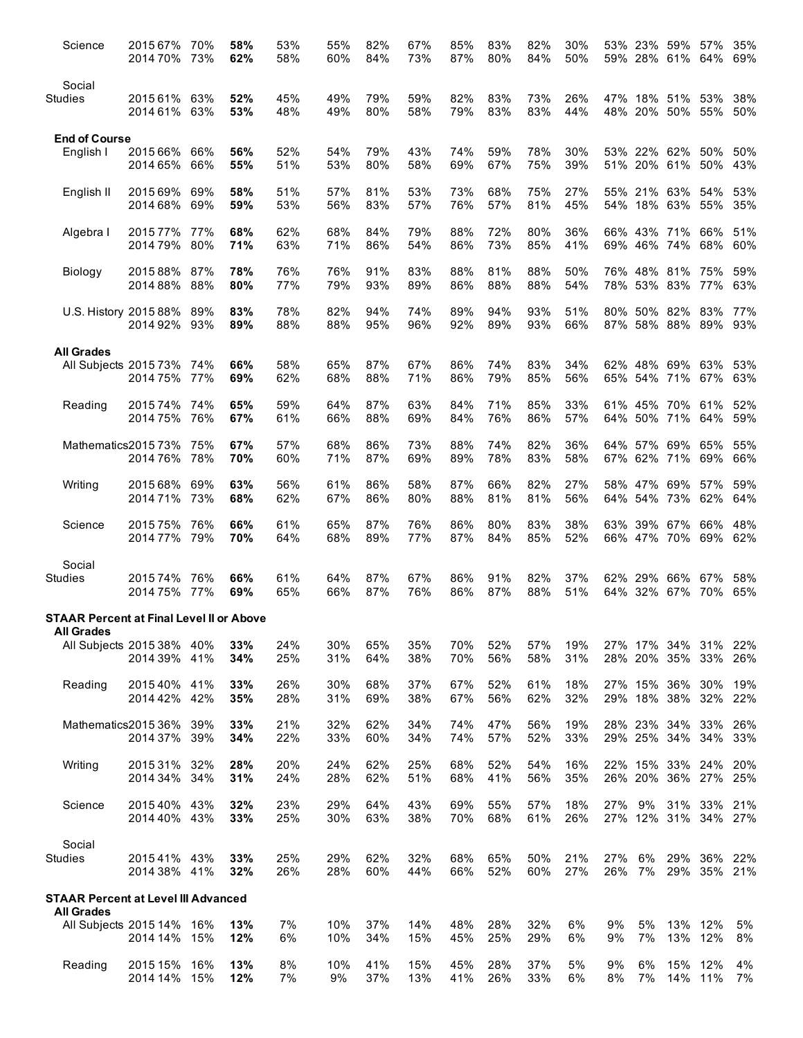| | | | | | | | | | | | | | | | | | |
|---|---|---|---|---|---|---|---|---|---|---|---|---|---|---|---|---|---|
| Science | 2015 | 67% | 70% | **58%** | 53% | 55% | 82% | 67% | 85% | 83% | 82% | 30% | 53% | 23% | 59% | 57% | 35% |
| | 2014 | 70% | 73% | **62%** | 58% | 60% | 84% | 73% | 87% | 80% | 84% | 50% | 59% | 28% | 61% | 64% | 69% |
| Social Studies | 2015 | 61% | 63% | **52%** | 45% | 49% | 79% | 59% | 82% | 83% | 73% | 26% | 47% | 18% | 51% | 53% | 38% |
| | 2014 | 61% | 63% | **53%** | 48% | 49% | 80% | 58% | 79% | 83% | 83% | 44% | 48% | 20% | 50% | 55% | 50% |
| **End of Course** | | | | | | | | | | | | | | | | | |
| English I | 2015 | 66% | 66% | **56%** | 52% | 54% | 79% | 43% | 74% | 59% | 78% | 30% | 53% | 22% | 62% | 50% | 50% |
| | 2014 | 65% | 66% | **55%** | 51% | 53% | 80% | 58% | 69% | 67% | 75% | 39% | 51% | 20% | 61% | 50% | 43% |
| English II | 2015 | 69% | 69% | **58%** | 51% | 57% | 81% | 53% | 73% | 68% | 75% | 27% | 55% | 21% | 63% | 54% | 53% |
| | 2014 | 68% | 69% | **59%** | 53% | 56% | 83% | 57% | 76% | 57% | 81% | 45% | 54% | 18% | 63% | 55% | 35% |
| Algebra I | 2015 | 77% | 77% | **68%** | 62% | 68% | 84% | 79% | 88% | 72% | 80% | 36% | 66% | 43% | 71% | 66% | 51% |
| | 2014 | 79% | 80% | **71%** | 63% | 71% | 86% | 54% | 86% | 73% | 85% | 41% | 69% | 46% | 74% | 68% | 60% |
| Biology | 2015 | 88% | 87% | **78%** | 76% | 76% | 91% | 83% | 88% | 81% | 88% | 50% | 76% | 48% | 81% | 75% | 59% |
| | 2014 | 88% | 88% | **80%** | 77% | 79% | 93% | 89% | 86% | 88% | 88% | 54% | 78% | 53% | 83% | 77% | 63% |
| U.S. History | 2015 | 88% | 89% | **83%** | 78% | 82% | 94% | 74% | 89% | 94% | 93% | 51% | 80% | 50% | 82% | 83% | 77% |
| | 2014 | 92% | 93% | **89%** | 88% | 88% | 95% | 96% | 92% | 89% | 93% | 66% | 87% | 58% | 88% | 89% | 93% |
| **All Grades** | | | | | | | | | | | | | | | | | |
| All Subjects | 2015 | 73% | 74% | **66%** | 58% | 65% | 87% | 67% | 86% | 74% | 83% | 34% | 62% | 48% | 69% | 63% | 53% |
| | 2014 | 75% | 77% | **69%** | 62% | 68% | 88% | 71% | 86% | 79% | 85% | 56% | 65% | 54% | 71% | 67% | 63% |
| Reading | 2015 | 74% | 74% | **65%** | 59% | 64% | 87% | 63% | 84% | 71% | 85% | 33% | 61% | 45% | 70% | 61% | 52% |
| | 2014 | 75% | 76% | **67%** | 61% | 66% | 88% | 69% | 84% | 76% | 86% | 57% | 64% | 50% | 71% | 64% | 59% |
| Mathematics | 2015 | 73% | 75% | **67%** | 57% | 68% | 86% | 73% | 88% | 74% | 82% | 36% | 64% | 57% | 69% | 65% | 55% |
| | 2014 | 76% | 78% | **70%** | 60% | 71% | 87% | 69% | 89% | 78% | 83% | 58% | 67% | 62% | 71% | 69% | 66% |
| Writing | 2015 | 68% | 69% | **63%** | 56% | 61% | 86% | 58% | 87% | 66% | 82% | 27% | 58% | 47% | 69% | 57% | 59% |
| | 2014 | 71% | 73% | **68%** | 62% | 67% | 86% | 80% | 88% | 81% | 81% | 56% | 64% | 54% | 73% | 62% | 64% |
| Science | 2015 | 75% | 76% | **66%** | 61% | 65% | 87% | 76% | 86% | 80% | 83% | 38% | 63% | 39% | 67% | 66% | 48% |
| | 2014 | 77% | 79% | **70%** | 64% | 68% | 89% | 77% | 87% | 84% | 85% | 52% | 66% | 47% | 70% | 69% | 62% |
| Social Studies | 2015 | 74% | 76% | **66%** | 61% | 64% | 87% | 67% | 86% | 91% | 82% | 37% | 62% | 29% | 66% | 67% | 58% |
| | 2014 | 75% | 77% | **69%** | 65% | 66% | 87% | 76% | 86% | 87% | 88% | 51% | 64% | 32% | 67% | 70% | 65% |
| **STAAR Percent at Final Level II or Above** | | | | | | | | | | | | | | | | | |
| **All Grades** | | | | | | | | | | | | | | | | | |
| All Subjects | 2015 | 38% | 40% | **33%** | 24% | 30% | 65% | 35% | 70% | 52% | 57% | 19% | 27% | 17% | 34% | 31% | 22% |
| | 2014 | 39% | 41% | **34%** | 25% | 31% | 64% | 38% | 70% | 56% | 58% | 31% | 28% | 20% | 35% | 33% | 26% |
| Reading | 2015 | 40% | 41% | **33%** | 26% | 30% | 68% | 37% | 67% | 52% | 61% | 18% | 27% | 15% | 36% | 30% | 19% |
| | 2014 | 42% | 42% | **35%** | 28% | 31% | 69% | 38% | 67% | 56% | 62% | 32% | 29% | 18% | 38% | 32% | 22% |
| Mathematics | 2015 | 36% | 39% | **33%** | 21% | 32% | 62% | 34% | 74% | 47% | 56% | 19% | 28% | 23% | 34% | 33% | 26% |
| | 2014 | 37% | 39% | **34%** | 22% | 33% | 60% | 34% | 74% | 57% | 52% | 33% | 29% | 25% | 34% | 34% | 33% |
| Writing | 2015 | 31% | 32% | **28%** | 20% | 24% | 62% | 25% | 68% | 52% | 54% | 16% | 22% | 15% | 33% | 24% | 20% |
| | 2014 | 34% | 34% | **31%** | 24% | 28% | 62% | 51% | 68% | 41% | 56% | 35% | 26% | 20% | 36% | 27% | 25% |
| Science | 2015 | 40% | 43% | **32%** | 23% | 29% | 64% | 43% | 69% | 55% | 57% | 18% | 27% | 9% | 31% | 33% | 21% |
| | 2014 | 40% | 43% | **33%** | 25% | 30% | 63% | 38% | 70% | 68% | 61% | 26% | 27% | 12% | 31% | 34% | 27% |
| Social Studies | 2015 | 41% | 43% | **33%** | 25% | 29% | 62% | 32% | 68% | 65% | 50% | 21% | 27% | 6% | 29% | 36% | 22% |
| | 2014 | 38% | 41% | **32%** | 26% | 28% | 60% | 44% | 66% | 52% | 60% | 27% | 26% | 7% | 29% | 35% | 21% |
| **STAAR Percent at Level III Advanced** | | | | | | | | | | | | | | | | | |
| **All Grades** | | | | | | | | | | | | | | | | | |
| All Subjects | 2015 | 14% | 16% | **13%** | 7% | 10% | 37% | 14% | 48% | 28% | 32% | 6% | 9% | 5% | 13% | 12% | 5% |
| | 2014 | 14% | 15% | **12%** | 6% | 10% | 34% | 15% | 45% | 25% | 29% | 6% | 9% | 7% | 13% | 12% | 8% |
| Reading | 2015 | 15% | 16% | **13%** | 8% | 10% | 41% | 15% | 45% | 28% | 37% | 5% | 9% | 6% | 15% | 12% | 4% |
| | 2014 | 14% | 15% | **12%** | 7% | 9% | 37% | 13% | 41% | 26% | 33% | 6% | 8% | 7% | 14% | 11% | 7% |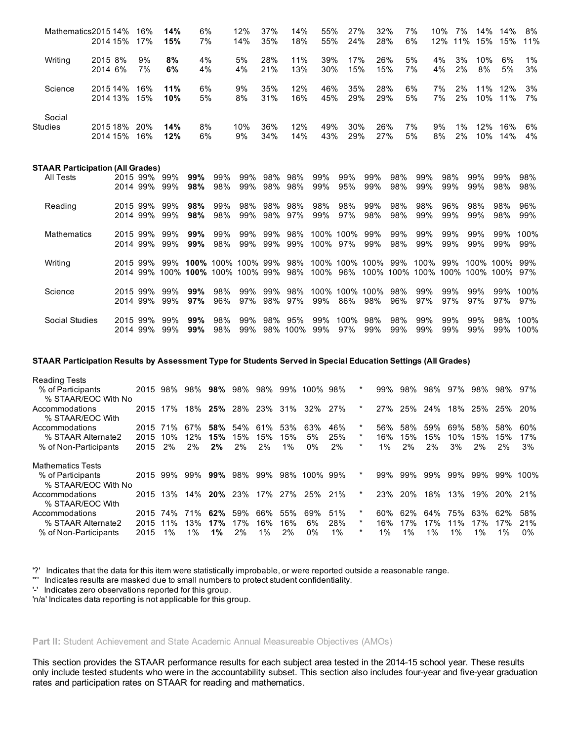| | | | | | | | | | | | | | | | | | |
|---|---|---|---|---|---|---|---|---|---|---|---|---|---|---|---|---|---|
| Mathematics | 2015 | 14% | 16% | **14%** | 6% | 12% | 37% | 14% | 55% | 27% | 32% | 7% | 10% | 7% | 14% | 14% | 8% |
| | 2014 | 15% | 17% | **15%** | 7% | 14% | 35% | 18% | 55% | 24% | 28% | 6% | 12% | 11% | 15% | 15% | 11% |
| Writing | 2015 | 8% | 9% | **8%** | 4% | 5% | 28% | 11% | 39% | 17% | 26% | 5% | 4% | 3% | 10% | 6% | 1% |
| | 2014 | 6% | 7% | **6%** | 4% | 4% | 21% | 13% | 30% | 15% | 15% | 7% | 4% | 2% | 8% | 5% | 3% |
| Science | 2015 | 14% | 16% | **11%** | 6% | 9% | 35% | 12% | 46% | 35% | 28% | 6% | 7% | 2% | 11% | 12% | 3% |
| | 2014 | 13% | 15% | **10%** | 5% | 8% | 31% | 16% | 45% | 29% | 29% | 5% | 7% | 2% | 10% | 11% | 7% |
| Social Studies | 2015 | 18% | 20% | **14%** | 8% | 10% | 36% | 12% | 49% | 30% | 26% | 7% | 9% | 1% | 12% | 16% | 6% |
| | 2014 | 15% | 16% | **12%** | 6% | 9% | 34% | 14% | 43% | 29% | 27% | 5% | 8% | 2% | 10% | 14% | 4% |

**STAAR Participation (All Grades)**

| | | | | | | | | | | | | | | | | | |
|---|---|---|---|---|---|---|---|---|---|---|---|---|---|---|---|---|---|
| All Tests | 2015 | 99% | 99% | **99%** | 99% | 99% | 98% | 98% | 99% | 99% | 99% | 98% | 99% | 98% | 99% | 99% | 98% |
| | 2014 | 99% | 99% | **98%** | 98% | 99% | 98% | 98% | 99% | 95% | 99% | 98% | 99% | 99% | 99% | 98% | 98% |
| Reading | 2015 | 99% | 99% | **98%** | 99% | 98% | 98% | 98% | 98% | 98% | 99% | 98% | 98% | 96% | 98% | 98% | 96% |
| | 2014 | 99% | 99% | **98%** | 98% | 99% | 98% | 97% | 99% | 97% | 98% | 98% | 99% | 99% | 99% | 98% | 99% |
| Mathematics | 2015 | 99% | 99% | **99%** | 99% | 99% | 99% | 98% | 100% | 100% | 99% | 99% | 99% | 99% | 99% | 99% | 100% |
| | 2014 | 99% | 99% | **99%** | 98% | 99% | 99% | 99% | 100% | 97% | 99% | 98% | 99% | 99% | 99% | 99% | 99% |
| Writing | 2015 | 99% | 99% | **100%** | 100% | 100% | 99% | 98% | 100% | 100% | 100% | 99% | 100% | 99% | 100% | 100% | 99% |
| | 2014 | 99% | 100% | **100%** | 100% | 100% | 99% | 98% | 100% | 96% | 100% | 100% | 100% | 100% | 100% | 100% | 97% |
| Science | 2015 | 99% | 99% | **99%** | 98% | 99% | 99% | 98% | 100% | 100% | 100% | 98% | 99% | 99% | 99% | 99% | 100% |
| | 2014 | 99% | 99% | **97%** | 96% | 97% | 98% | 97% | 99% | 86% | 98% | 96% | 97% | 97% | 97% | 97% | 97% |
| Social Studies | 2015 | 99% | 99% | **99%** | 98% | 99% | 98% | 95% | 99% | 100% | 98% | 98% | 99% | 99% | 99% | 98% | 100% |
| | 2014 | 99% | 99% | **99%** | 98% | 99% | 98% | 100% | 99% | 97% | 99% | 99% | 99% | 99% | 99% | 99% | 100% |

**STAAR Participation Results by Assessment Type for Students Served in Special Education Settings (All Grades)**

| | | | | | | | | | | | | | | | | | |
|---|---|---|---|---|---|---|---|---|---|---|---|---|---|---|---|---|---|
| Reading Tests | | | | | | | | | | | | | | | | | |
| % of Participants | 2015 | 98% | 98% | **98%** | 98% | 98% | 99% | 100% | 98% | * | 99% | 98% | 98% | 97% | 98% | 98% | 97% |
| % STAAR/EOC With No Accommodations | 2015 | 17% | 18% | **25%** | 28% | 23% | 31% | 32% | 27% | * | 27% | 25% | 24% | 18% | 25% | 25% | 20% |
| % STAAR/EOC With Accommodations | 2015 | 71% | 67% | **58%** | 54% | 61% | 53% | 63% | 46% | * | 56% | 58% | 59% | 69% | 58% | 58% | 60% |
| % STAAR Alternate2 | 2015 | 10% | 12% | **15%** | 15% | 15% | 15% | 5% | 25% | * | 16% | 15% | 15% | 10% | 15% | 15% | 17% |
| % of Non-Participants | 2015 | 2% | 2% | **2%** | 2% | 2% | 1% | 0% | 2% | * | 1% | 2% | 2% | 3% | 2% | 2% | 3% |
| Mathematics Tests | | | | | | | | | | | | | | | | | |
| % of Participants | 2015 | 99% | 99% | **99%** | 98% | 99% | 98% | 100% | 99% | * | 99% | 99% | 99% | 99% | 99% | 99% | 100% |
| % STAAR/EOC With No Accommodations | 2015 | 13% | 14% | **20%** | 23% | 17% | 27% | 25% | 21% | * | 23% | 20% | 18% | 13% | 19% | 20% | 21% |
| % STAAR/EOC With Accommodations | 2015 | 74% | 71% | **62%** | 59% | 66% | 55% | 69% | 51% | * | 60% | 62% | 64% | 75% | 63% | 62% | 58% |
| % STAAR Alternate2 | 2015 | 11% | 13% | **17%** | 17% | 16% | 16% | 6% | 28% | * | 16% | 17% | 17% | 11% | 17% | 17% | 21% |
| % of Non-Participants | 2015 | 1% | 1% | **1%** | 2% | 1% | 2% | 0% | 1% | * | 1% | 1% | 1% | 1% | 1% | 1% | 0% |

'?' Indicates that the data for this item were statistically improbable, or were reported outside a reasonable range.
'*' Indicates results are masked due to small numbers to protect student confidentiality.
'-' Indicates zero observations reported for this group.
'n/a' Indicates data reporting is not applicable for this group.

**Part II:** Student Achievement and State Academic Annual Measureable Objectives (AMOs)

This section provides the STAAR performance results for each subject area tested in the 2014-15 school year. These results only include tested students who were in the accountability subset. This section also includes four-year and five-year graduation rates and participation rates on STAAR for reading and mathematics.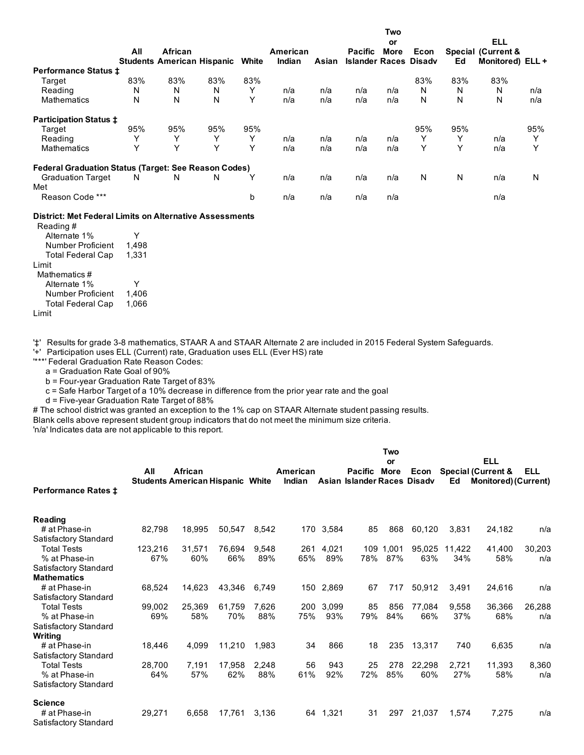| | All Students | African American | Hispanic | White | American Indian | Asian | Pacific Islander | Two or More Races | Econ Disadv | Special Ed | ELL (Current & Monitored) | ELL + |
|---|---|---|---|---|---|---|---|---|---|---|---|---|
| **Performance Status ‡** | | | | | | | | | | | | |
| Target | 83% | 83% | 83% | 83% | | | | | 83% | 83% | 83% | |
| Reading | N | N | N | Y | n/a | n/a | n/a | n/a | N | N | N | n/a |
| Mathematics | N | N | N | Y | n/a | n/a | n/a | n/a | N | N | N | n/a |
| **Participation Status ‡** | | | | | | | | | | | | |
| Target | 95% | 95% | 95% | 95% | | | | | 95% | 95% | | 95% |
| Reading | Y | Y | Y | Y | n/a | n/a | n/a | n/a | Y | Y | n/a | Y |
| Mathematics | Y | Y | Y | Y | n/a | n/a | n/a | n/a | Y | Y | n/a | Y |
| **Federal Graduation Status (Target: See Reason Codes)** | | | | | | | | | | | | |
| Graduation Target Met | N | N | N | Y | n/a | n/a | n/a | n/a | N | N | n/a | N |
| Reason Code *** | | | | b | n/a | n/a | n/a | n/a | | | n/a | |

**District: Met Federal Limits on Alternative Assessments**

| | |
|---|---|
| Reading # | |
| Alternate 1% | Y |
| Number Proficient | 1,498 |
| Total Federal Cap Limit | 1,331 |
| Mathematics # | |
| Alternate 1% | Y |
| Number Proficient | 1,406 |
| Total Federal Cap Limit | 1,066 |

'‡' Results for grade 3-8 mathematics, STAAR A and STAAR Alternate 2 are included in 2015 Federal System Safeguards.
'+' Participation uses ELL (Current) rate, Graduation uses ELL (Ever HS) rate
'***' Federal Graduation Rate Reason Codes:
a = Graduation Rate Goal of 90%
b = Four-year Graduation Rate Target of 83%
c = Safe Harbor Target of a 10% decrease in difference from the prior year rate and the goal
d = Five-year Graduation Rate Target of 88%
# The school district was granted an exception to the 1% cap on STAAR Alternate student passing results.
Blank cells above represent student group indicators that do not meet the minimum size criteria.
'n/a' Indicates data are not applicable to this report.

| Performance Rates ‡ | All Students | African American | Hispanic | White | American Indian | Asian | Pacific Islander | Two or More Races | Econ Disadv | Special Ed | ELL (Current & Monitored) | ELL (Current) |
|---|---|---|---|---|---|---|---|---|---|---|---|---|
| **Reading** | | | | | | | | | | | | |
| # at Phase-in Satisfactory Standard | 82,798 | 18,995 | 50,547 | 8,542 | 170 | 3,584 | 85 | 868 | 60,120 | 3,831 | 24,182 | n/a |
| Total Tests | 123,216 | 31,571 | 76,694 | 9,548 | 261 | 4,021 | 109 | 1,001 | 95,025 | 11,422 | 41,400 | 30,203 |
| % at Phase-in Satisfactory Standard | 67% | 60% | 66% | 89% | 65% | 89% | 78% | 87% | 63% | 34% | 58% | n/a |
| **Mathematics** | | | | | | | | | | | | |
| # at Phase-in Satisfactory Standard | 68,524 | 14,623 | 43,346 | 6,749 | 150 | 2,869 | 67 | 717 | 50,912 | 3,491 | 24,616 | n/a |
| Total Tests | 99,002 | 25,369 | 61,759 | 7,626 | 200 | 3,099 | 85 | 856 | 77,084 | 9,558 | 36,366 | 26,288 |
| % at Phase-in Satisfactory Standard | 69% | 58% | 70% | 88% | 75% | 93% | 79% | 84% | 66% | 37% | 68% | n/a |
| **Writing** | | | | | | | | | | | | |
| # at Phase-in Satisfactory Standard | 18,446 | 4,099 | 11,210 | 1,983 | 34 | 866 | 18 | 235 | 13,317 | 740 | 6,635 | n/a |
| Total Tests | 28,700 | 7,191 | 17,958 | 2,248 | 56 | 943 | 25 | 278 | 22,298 | 2,721 | 11,393 | 8,360 |
| % at Phase-in Satisfactory Standard | 64% | 57% | 62% | 88% | 61% | 92% | 72% | 85% | 60% | 27% | 58% | n/a |
| **Science** | | | | | | | | | | | | |
| # at Phase-in Satisfactory Standard | 29,271 | 6,658 | 17,761 | 3,136 | 64 | 1,321 | 31 | 297 | 21,037 | 1,574 | 7,275 | n/a |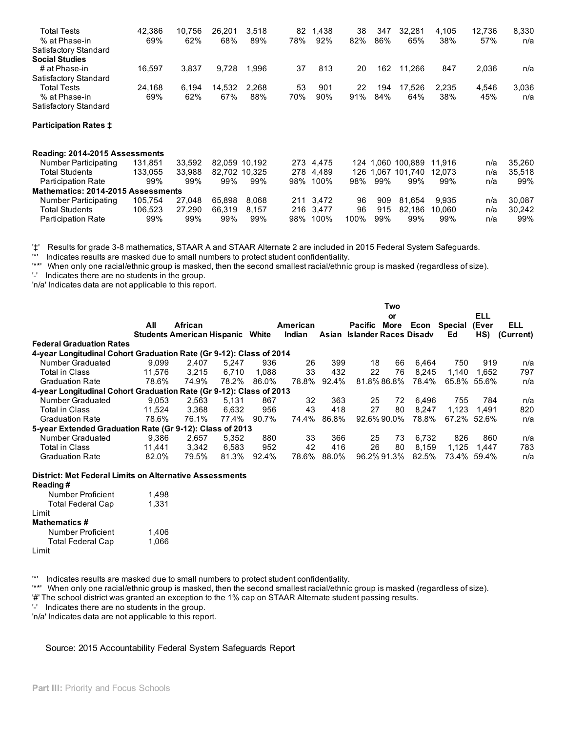| | | | | | | | | | | | | |
|---|---|---|---|---|---|---|---|---|---|---|---|---|
| Total Tests | 42,386 | 10,756 | 26,201 | 3,518 | 82 | 1,438 | 38 | 347 | 32,281 | 4,105 | 12,736 | 8,330 |
| % at Phase-in Satisfactory Standard | 69% | 62% | 68% | 89% | 78% | 92% | 82% | 86% | 65% | 38% | 57% | n/a |
| **Social Studies** | | | | | | | | | | | | |
| # at Phase-in Satisfactory Standard | 16,597 | 3,837 | 9,728 | 1,996 | 37 | 813 | 20 | 162 | 11,266 | 847 | 2,036 | n/a |
| Total Tests | 24,168 | 6,194 | 14,532 | 2,268 | 53 | 901 | 22 | 194 | 17,526 | 2,235 | 4,546 | 3,036 |
| % at Phase-in Satisfactory Standard | 69% | 62% | 67% | 88% | 70% | 90% | 91% | 84% | 64% | 38% | 45% | n/a |

**Participation Rates ‡**

| | | | | | | | | | | | | |
|---|---|---|---|---|---|---|---|---|---|---|---|---|
| **Reading: 2014-2015 Assessments** | | | | | | | | | | | | |
| Number Participating | 131,851 | 33,592 | 82,059 | 10,192 | 273 | 4,475 | 124 | 1,060 | 100,889 | 11,916 | n/a | 35,260 |
| Total Students | 133,055 | 33,988 | 82,702 | 10,325 | 278 | 4,489 | 126 | 1,067 | 101,740 | 12,073 | n/a | 35,518 |
| Participation Rate | 99% | 99% | 99% | 99% | 98% | 100% | 98% | 99% | 99% | 99% | n/a | 99% |
| **Mathematics: 2014-2015 Assessments** | | | | | | | | | | | | |
| Number Participating | 105,754 | 27,048 | 65,898 | 8,068 | 211 | 3,472 | 96 | 909 | 81,654 | 9,935 | n/a | 30,087 |
| Total Students | 106,523 | 27,290 | 66,319 | 8,157 | 216 | 3,477 | 96 | 915 | 82,186 | 10,060 | n/a | 30,242 |
| Participation Rate | 99% | 99% | 99% | 99% | 98% | 100% | 100% | 99% | 99% | 99% | n/a | 99% |

'‡' Results for grade 3-8 mathematics, STAAR A and STAAR Alternate 2 are included in 2015 Federal System Safeguards.
'*' Indicates results are masked due to small numbers to protect student confidentiality.
'**' When only one racial/ethnic group is masked, then the second smallest racial/ethnic group is masked (regardless of size).
'-' Indicates there are no students in the group.
'n/a' Indicates data are not applicable to this report.

| | All Students | African American | Hispanic | White | American Indian | Asian | Pacific Islander | Two or More Races | Econ Disadv | Special Ed | ELL (Ever HS) | ELL (Current) |
|---|---|---|---|---|---|---|---|---|---|---|---|---|
| **Federal Graduation Rates** | | | | | | | | | | | | |
| **4-year Longitudinal Cohort Graduation Rate (Gr 9-12): Class of 2014** | | | | | | | | | | | | |
| Number Graduated | 9,099 | 2,407 | 5,247 | 936 | 26 | 399 | 18 | 66 | 6,464 | 750 | 919 | n/a |
| Total in Class | 11,576 | 3,215 | 6,710 | 1,088 | 33 | 432 | 22 | 76 | 8,245 | 1,140 | 1,652 | 797 |
| Graduation Rate | 78.6% | 74.9% | 78.2% | 86.0% | 78.8% | 92.4% | 81.8% | 86.8% | 78.4% | 65.8% | 55.6% | n/a |
| **4-year Longitudinal Cohort Graduation Rate (Gr 9-12): Class of 2013** | | | | | | | | | | | | |
| Number Graduated | 9,053 | 2,563 | 5,131 | 867 | 32 | 363 | 25 | 72 | 6,496 | 755 | 784 | n/a |
| Total in Class | 11,524 | 3,368 | 6,632 | 956 | 43 | 418 | 27 | 80 | 8,247 | 1,123 | 1,491 | 820 |
| Graduation Rate | 78.6% | 76.1% | 77.4% | 90.7% | 74.4% | 86.8% | 92.6% | 90.0% | 78.8% | 67.2% | 52.6% | n/a |
| **5-year Extended Graduation Rate (Gr 9-12): Class of 2013** | | | | | | | | | | | | |
| Number Graduated | 9,386 | 2,657 | 5,352 | 880 | 33 | 366 | 25 | 73 | 6,732 | 826 | 860 | n/a |
| Total in Class | 11,441 | 3,342 | 6,583 | 952 | 42 | 416 | 26 | 80 | 8,159 | 1,125 | 1,447 | 783 |
| Graduation Rate | 82.0% | 79.5% | 81.3% | 92.4% | 78.6% | 88.0% | 96.2% | 91.3% | 82.5% | 73.4% | 59.4% | n/a |

**District: Met Federal Limits on Alternative Assessments**

| | |
|---|---|
| **Reading #** | |
| Number Proficient | 1,498 |
| Total Federal Cap Limit | 1,331 |
| **Mathematics #** | |
| Number Proficient | 1,406 |
| Total Federal Cap Limit | 1,066 |

'*' Indicates results are masked due to small numbers to protect student confidentiality.
'**' When only one racial/ethnic group is masked, then the second smallest racial/ethnic group is masked (regardless of size).
'#' The school district was granted an exception to the 1% cap on STAAR Alternate student passing results.
'-' Indicates there are no students in the group.
'n/a' Indicates data are not applicable to this report.

Source: 2015 Accountability Federal System Safeguards Report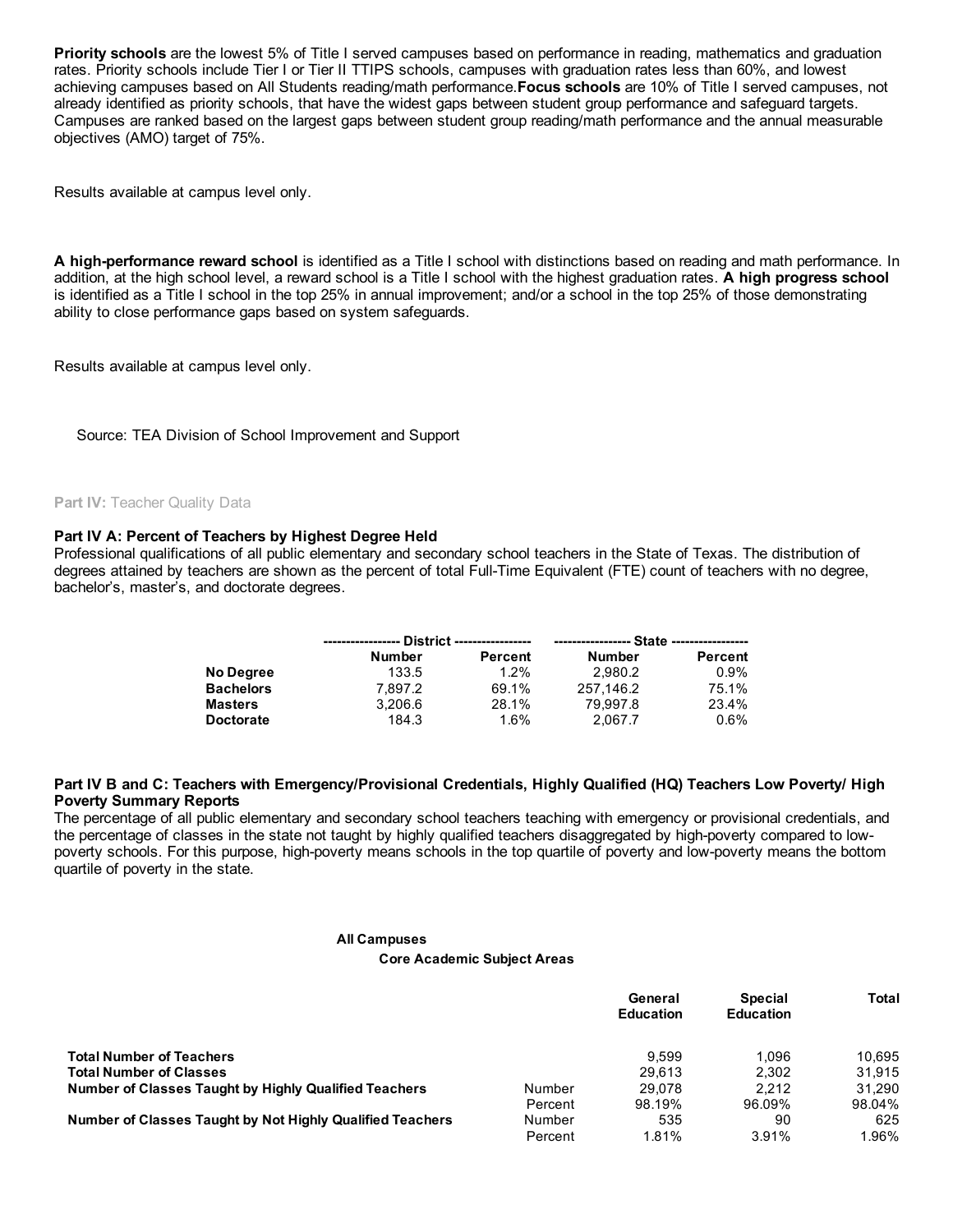**Priority schools** are the lowest 5% of Title I served campuses based on performance in reading, mathematics and graduation rates. Priority schools include Tier I or Tier II TTIPS schools, campuses with graduation rates less than 60%, and lowest achieving campuses based on All Students reading/math performance.**Focus schools** are 10% of Title I served campuses, not already identified as priority schools, that have the widest gaps between student group performance and safeguard targets. Campuses are ranked based on the largest gaps between student group reading/math performance and the annual measurable objectives (AMO) target of 75%.

Results available at campus level only.

**A high-performance reward school** is identified as a Title I school with distinctions based on reading and math performance. In addition, at the high school level, a reward school is a Title I school with the highest graduation rates. **A high progress school** is identified as a Title I school in the top 25% in annual improvement; and/or a school in the top 25% of those demonstrating ability to close performance gaps based on system safeguards.

Results available at campus level only.

Source: TEA Division of School Improvement and Support

## Part IV: Teacher Quality Data

### Part IV A: Percent of Teachers by Highest Degree Held

Professional qualifications of all public elementary and secondary school teachers in the State of Texas. The distribution of degrees attained by teachers are shown as the percent of total Full-Time Equivalent (FTE) count of teachers with no degree, bachelor's, master's, and doctorate degrees.

| | District | | State | |
|---|---|---|---|---|
| | **Number** | **Percent** | **Number** | **Percent** |
| **No Degree** | 133.5 | 1.2% | 2,980.2 | 0.9% |
| **Bachelors** | 7,897.2 | 69.1% | 257,146.2 | 75.1% |
| **Masters** | 3,206.6 | 28.1% | 79,997.8 | 23.4% |
| **Doctorate** | 184.3 | 1.6% | 2,067.7 | 0.6% |

### Part IV B and C: Teachers with Emergency/Provisional Credentials, Highly Qualified (HQ) Teachers Low Poverty/ High Poverty Summary Reports

The percentage of all public elementary and secondary school teachers teaching with emergency or provisional credentials, and the percentage of classes in the state not taught by highly qualified teachers disaggregated by high-poverty compared to low-poverty schools. For this purpose, high-poverty means schools in the top quartile of poverty and low-poverty means the bottom quartile of poverty in the state.

**All Campuses**

**Core Academic Subject Areas**

| | | General Education | Special Education | Total |
|---|---|---|---|---|
| **Total Number of Teachers** | | 9,599 | 1,096 | 10,695 |
| **Total Number of Classes** | | 29,613 | 2,302 | 31,915 |
| **Number of Classes Taught by Highly Qualified Teachers** | Number | 29,078 | 2,212 | 31,290 |
| | Percent | 98.19% | 96.09% | 98.04% |
| **Number of Classes Taught by Not Highly Qualified Teachers** | Number | 535 | 90 | 625 |
| | Percent | 1.81% | 3.91% | 1.96% |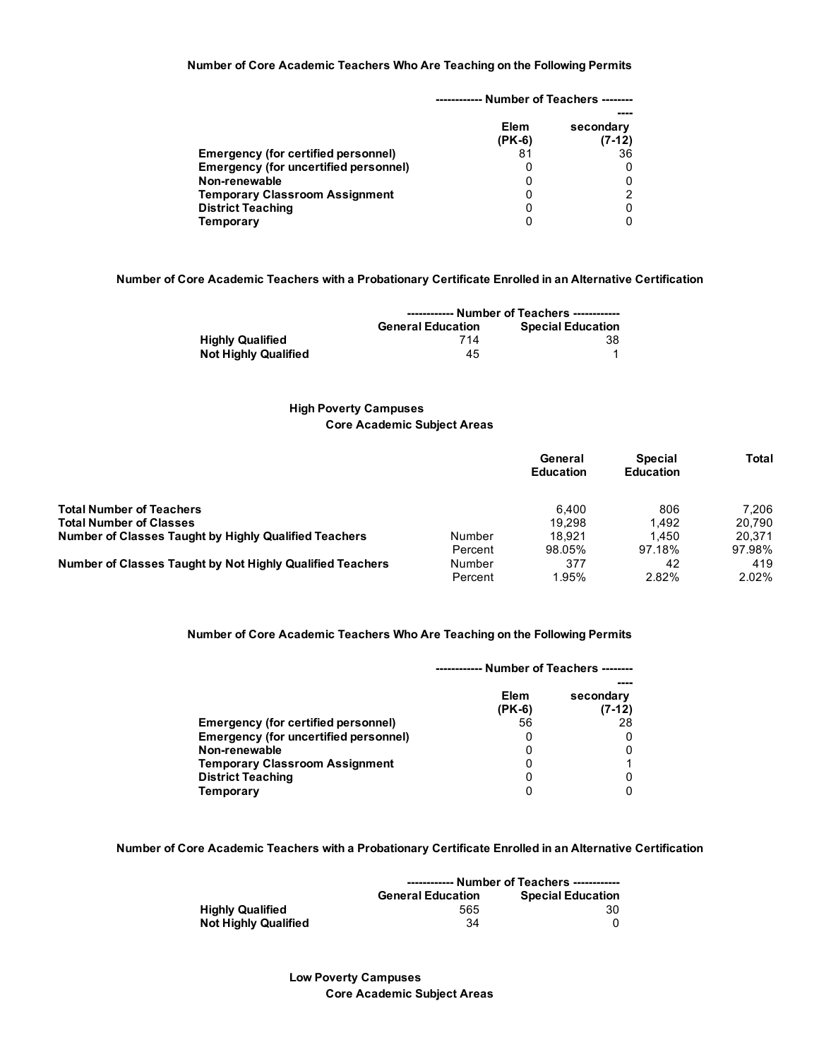### Number of Core Academic Teachers Who Are Teaching on the Following Permits

| | Number of Teachers | |
|---|---|---|
| | Elem (PK-6) | secondary (7-12) |
| Emergency (for certified personnel) | 81 | 36 |
| Emergency (for uncertified personnel) | 0 | 0 |
| Non-renewable | 0 | 0 |
| Temporary Classroom Assignment | 0 | 2 |
| District Teaching | 0 | 0 |
| Temporary | 0 | 0 |

### Number of Core Academic Teachers with a Probationary Certificate Enrolled in an Alternative Certification

| | Number of Teachers | |
|---|---|---|
| | General Education | Special Education |
| Highly Qualified | 714 | 38 |
| Not Highly Qualified | 45 | 1 |

### High Poverty Campuses

#### Core Academic Subject Areas

| | | General Education | Special Education | Total |
|---|---|---|---|---|
| Total Number of Teachers | | 6,400 | 806 | 7,206 |
| Total Number of Classes | | 19,298 | 1,492 | 20,790 |
| Number of Classes Taught by Highly Qualified Teachers | Number | 18,921 | 1,450 | 20,371 |
| | Percent | 98.05% | 97.18% | 97.98% |
| Number of Classes Taught by Not Highly Qualified Teachers | Number | 377 | 42 | 419 |
| | Percent | 1.95% | 2.82% | 2.02% |

### Number of Core Academic Teachers Who Are Teaching on the Following Permits

| | Number of Teachers | |
|---|---|---|
| | Elem (PK-6) | secondary (7-12) |
| Emergency (for certified personnel) | 56 | 28 |
| Emergency (for uncertified personnel) | 0 | 0 |
| Non-renewable | 0 | 0 |
| Temporary Classroom Assignment | 0 | 1 |
| District Teaching | 0 | 0 |
| Temporary | 0 | 0 |

### Number of Core Academic Teachers with a Probationary Certificate Enrolled in an Alternative Certification

| | Number of Teachers | |
|---|---|---|
| | General Education | Special Education |
| Highly Qualified | 565 | 30 |
| Not Highly Qualified | 34 | 0 |

### Low Poverty Campuses

#### Core Academic Subject Areas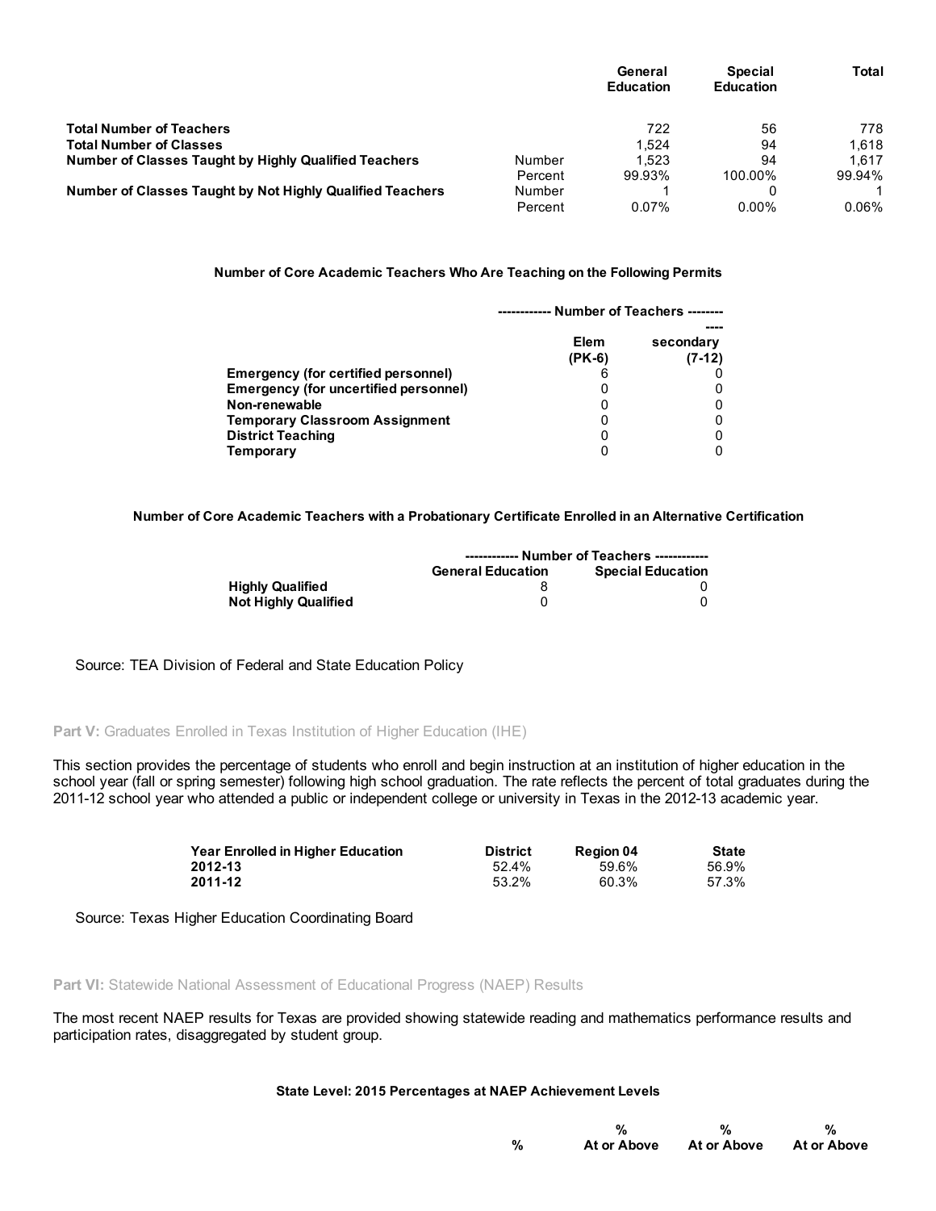| | | General Education | Special Education | Total |
|---|---|---|---|---|
| **Total Number of Teachers** | | 722 | 56 | 778 |
| **Total Number of Classes** | | 1,524 | 94 | 1,618 |
| **Number of Classes Taught by Highly Qualified Teachers** | Number | 1,523 | 94 | 1,617 |
| | Percent | 99.93% | 100.00% | 99.94% |
| **Number of Classes Taught by Not Highly Qualified Teachers** | Number | 1 | 0 | 1 |
| | Percent | 0.07% | 0.00% | 0.06% |

**Number of Core Academic Teachers Who Are Teaching on the Following Permits**

| | ------------ Number of Teachers ------------ | |
|---|---|---|
| | Elem (PK-6) | secondary (7-12) |
| **Emergency (for certified personnel)** | 6 | 0 |
| **Emergency (for uncertified personnel)** | 0 | 0 |
| **Non-renewable** | 0 | 0 |
| **Temporary Classroom Assignment** | 0 | 0 |
| **District Teaching** | 0 | 0 |
| **Temporary** | 0 | 0 |

**Number of Core Academic Teachers with a Probationary Certificate Enrolled in an Alternative Certification**

| | ------------ Number of Teachers ------------ | |
|---|---|---|
| | General Education | Special Education |
| **Highly Qualified** | 8 | 0 |
| **Not Highly Qualified** | 0 | 0 |

Source: TEA Division of Federal and State Education Policy

**Part V:** Graduates Enrolled in Texas Institution of Higher Education (IHE)

This section provides the percentage of students who enroll and begin instruction at an institution of higher education in the school year (fall or spring semester) following high school graduation. The rate reflects the percent of total graduates during the 2011-12 school year who attended a public or independent college or university in Texas in the 2012-13 academic year.

| Year Enrolled in Higher Education | District | Region 04 | State |
|---|---|---|---|
| **2012-13** | 52.4% | 59.6% | 56.9% |
| **2011-12** | 53.2% | 60.3% | 57.3% |

Source: Texas Higher Education Coordinating Board

**Part VI:** Statewide National Assessment of Educational Progress (NAEP) Results

The most recent NAEP results for Texas are provided showing statewide reading and mathematics performance results and participation rates, disaggregated by student group.

**State Level: 2015 Percentages at NAEP Achievement Levels**

| % | % At or Above | % At or Above | % At or Above |
|---|---|---|---|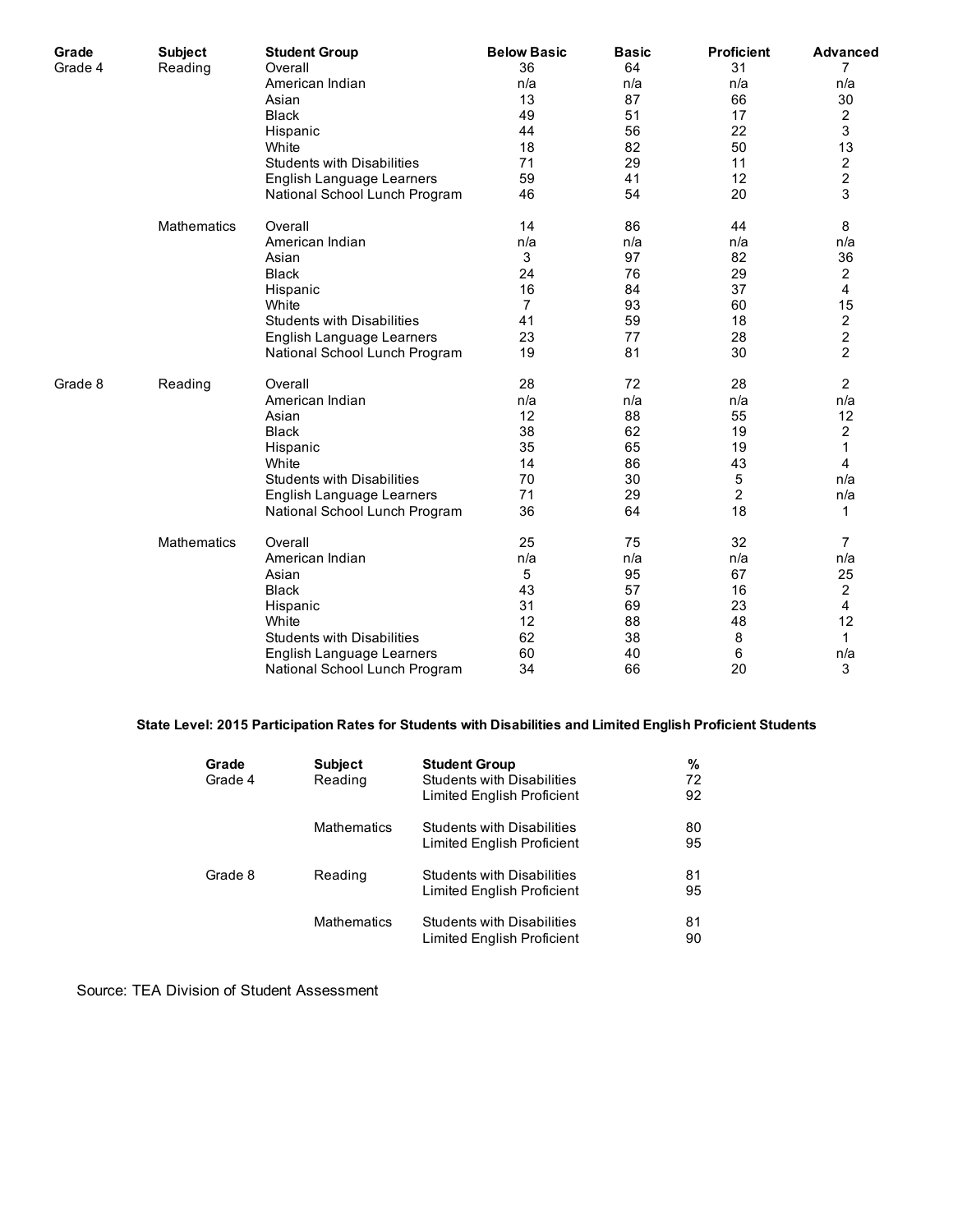| Grade | Subject | Student Group | Below Basic | Basic | Proficient | Advanced |
|---|---|---|---|---|---|---|
| Grade 4 | Reading | Overall | 36 | 64 | 31 | 7 |
| | | American Indian | n/a | n/a | n/a | n/a |
| | | Asian | 13 | 87 | 66 | 30 |
| | | Black | 49 | 51 | 17 | 2 |
| | | Hispanic | 44 | 56 | 22 | 3 |
| | | White | 18 | 82 | 50 | 13 |
| | | Students with Disabilities | 71 | 29 | 11 | 2 |
| | | English Language Learners | 59 | 41 | 12 | 2 |
| | | National School Lunch Program | 46 | 54 | 20 | 3 |
| | Mathematics | Overall | 14 | 86 | 44 | 8 |
| | | American Indian | n/a | n/a | n/a | n/a |
| | | Asian | 3 | 97 | 82 | 36 |
| | | Black | 24 | 76 | 29 | 2 |
| | | Hispanic | 16 | 84 | 37 | 4 |
| | | White | 7 | 93 | 60 | 15 |
| | | Students with Disabilities | 41 | 59 | 18 | 2 |
| | | English Language Learners | 23 | 77 | 28 | 2 |
| | | National School Lunch Program | 19 | 81 | 30 | 2 |
| Grade 8 | Reading | Overall | 28 | 72 | 28 | 2 |
| | | American Indian | n/a | n/a | n/a | n/a |
| | | Asian | 12 | 88 | 55 | 12 |
| | | Black | 38 | 62 | 19 | 2 |
| | | Hispanic | 35 | 65 | 19 | 1 |
| | | White | 14 | 86 | 43 | 4 |
| | | Students with Disabilities | 70 | 30 | 5 | n/a |
| | | English Language Learners | 71 | 29 | 2 | n/a |
| | | National School Lunch Program | 36 | 64 | 18 | 1 |
| | Mathematics | Overall | 25 | 75 | 32 | 7 |
| | | American Indian | n/a | n/a | n/a | n/a |
| | | Asian | 5 | 95 | 67 | 25 |
| | | Black | 43 | 57 | 16 | 2 |
| | | Hispanic | 31 | 69 | 23 | 4 |
| | | White | 12 | 88 | 48 | 12 |
| | | Students with Disabilities | 62 | 38 | 8 | 1 |
| | | English Language Learners | 60 | 40 | 6 | n/a |
| | | National School Lunch Program | 34 | 66 | 20 | 3 |

**State Level: 2015 Participation Rates for Students with Disabilities and Limited English Proficient Students**

| Grade | Subject | Student Group | % |
|---|---|---|---|
| Grade 4 | Reading | Students with Disabilities | 72 |
| | | Limited English Proficient | 92 |
| | Mathematics | Students with Disabilities | 80 |
| | | Limited English Proficient | 95 |
| Grade 8 | Reading | Students with Disabilities | 81 |
| | | Limited English Proficient | 95 |
| | Mathematics | Students with Disabilities | 81 |
| | | Limited English Proficient | 90 |

Source: TEA Division of Student Assessment